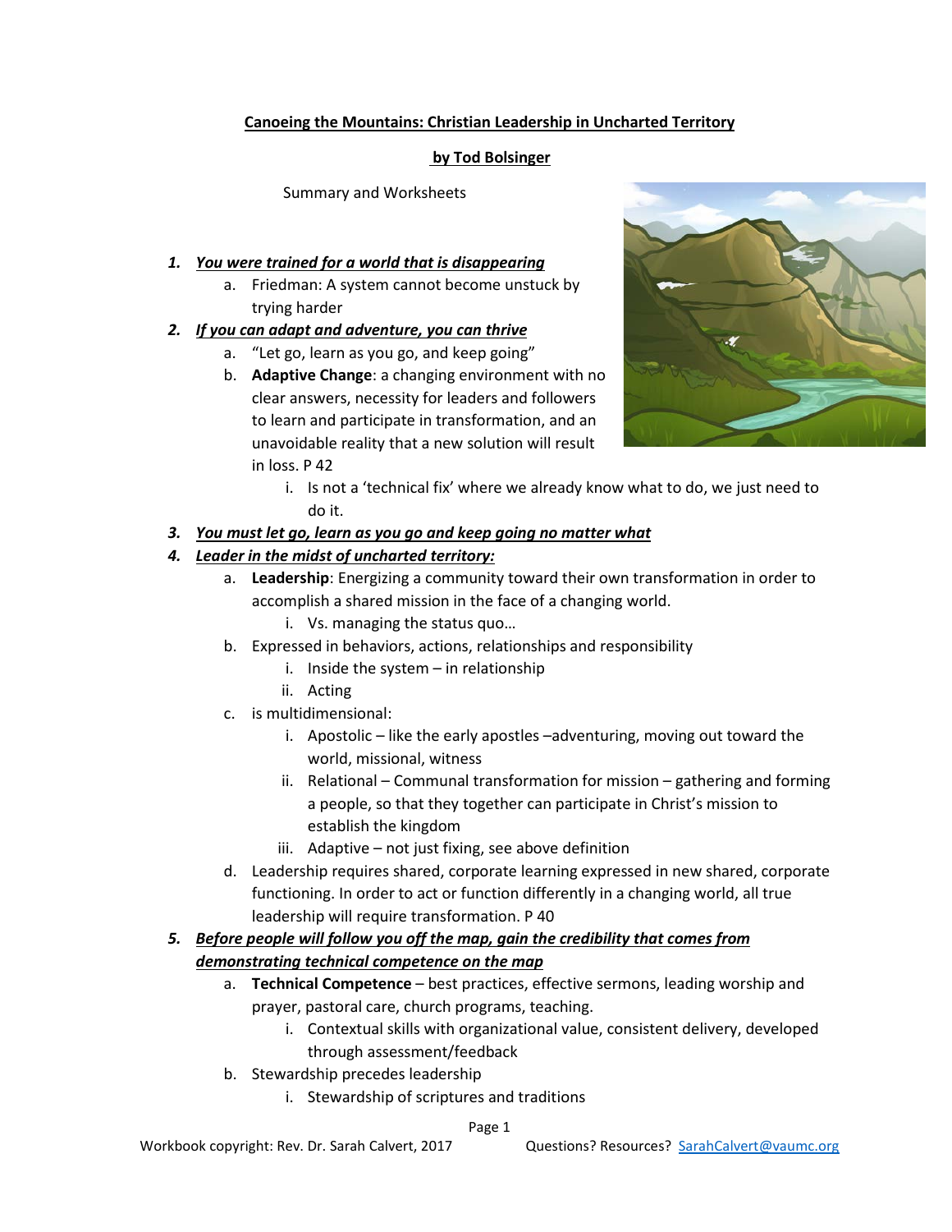**Canoeing the Mountains: Christian Leadership in Uncharted Territory**

**by Tod Bolsinger**

Summary and Worksheets

1. ***You were trained for a world that is disappearing***
   a. Friedman: A system cannot become unstuck by trying harder
2. ***If you can adapt and adventure, you can thrive***
   a. "Let go, learn as you go, and keep going"
   b. **Adaptive Change**: a changing environment with no clear answers, necessity for leaders and followers to learn and participate in transformation, and an unavoidable reality that a new solution will result in loss. P 42
      i. Is not a 'technical fix' where we already know what to do, we just need to do it.
3. ***You must let go, learn as you go and keep going no matter what***
4. ***Leader in the midst of uncharted territory:***
   a. **Leadership**: Energizing a community toward their own transformation in order to accomplish a shared mission in the face of a changing world.
      i. Vs. managing the status quo…
   b. Expressed in behaviors, actions, relationships and responsibility
      i. Inside the system – in relationship
      ii. Acting
   c. is multidimensional:
      i. Apostolic – like the early apostles –adventuring, moving out toward the world, missional, witness
      ii. Relational – Communal transformation for mission – gathering and forming a people, so that they together can participate in Christ's mission to establish the kingdom
      iii. Adaptive – not just fixing, see above definition
   d. Leadership requires shared, corporate learning expressed in new shared, corporate functioning. In order to act or function differently in a changing world, all true leadership will require transformation. P 40
5. ***Before people will follow you off the map, gain the credibility that comes from demonstrating technical competence on the map***
   a. **Technical Competence** – best practices, effective sermons, leading worship and prayer, pastoral care, church programs, teaching.
      i. Contextual skills with organizational value, consistent delivery, developed through assessment/feedback
   b. Stewardship precedes leadership
      i. Stewardship of scriptures and traditions

Workbook copyright: Rev. Dr. Sarah Calvert, 2017 Questions? Resources? SarahCalvert@vaumc.org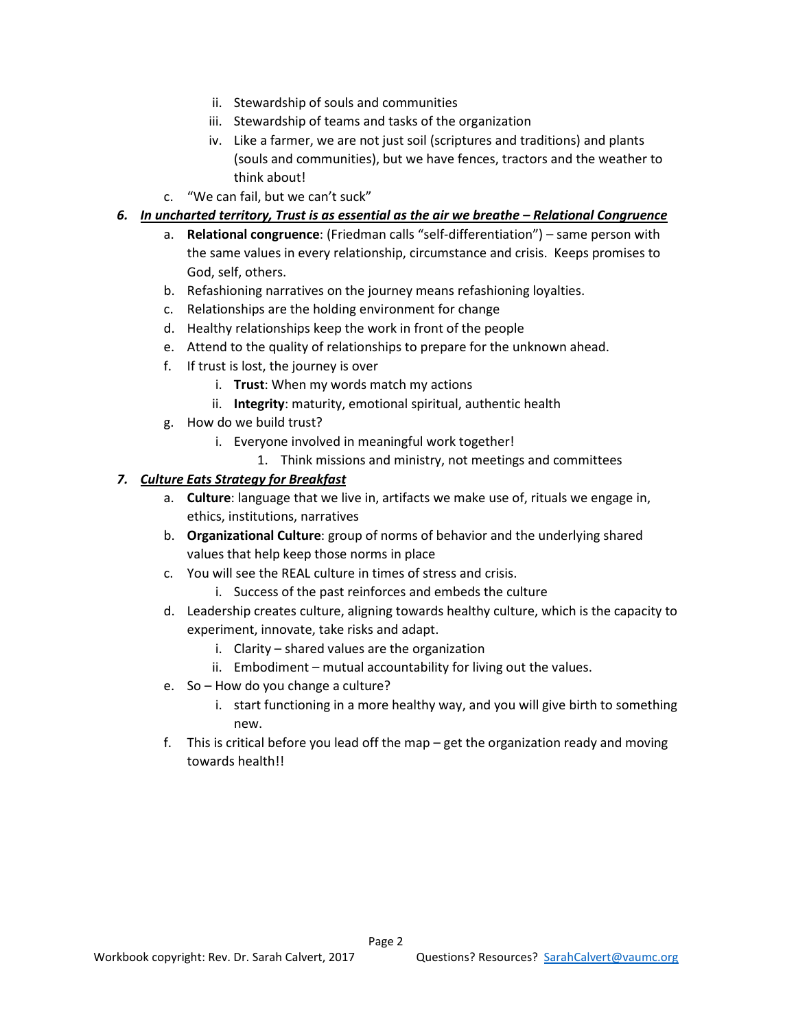ii. Stewardship of souls and communities
   iii. Stewardship of teams and tasks of the organization
   iv. Like a farmer, we are not just soil (scriptures and traditions) and plants (souls and communities), but we have fences, tractors and the weather to think about!

c. "We can fail, but we can't suck"

***6. <u>In uncharted territory, Trust is as essential as the air we breathe – Relational Congruence</u>***

a. **Relational congruence**: (Friedman calls "self-differentiation") – same person with the same values in every relationship, circumstance and crisis. Keeps promises to God, self, others.
b. Refashioning narratives on the journey means refashioning loyalties.
c. Relationships are the holding environment for change
d. Healthy relationships keep the work in front of the people
e. Attend to the quality of relationships to prepare for the unknown ahead.
f. If trust is lost, the journey is over
   i. **Trust**: When my words match my actions
   ii. **Integrity**: maturity, emotional spiritual, authentic health
g. How do we build trust?
   i. Everyone involved in meaningful work together!
      1. Think missions and ministry, not meetings and committees

***7. <u>Culture Eats Strategy for Breakfast</u>***

a. **Culture**: language that we live in, artifacts we make use of, rituals we engage in, ethics, institutions, narratives
b. **Organizational Culture**: group of norms of behavior and the underlying shared values that help keep those norms in place
c. You will see the REAL culture in times of stress and crisis.
   i. Success of the past reinforces and embeds the culture
d. Leadership creates culture, aligning towards healthy culture, which is the capacity to experiment, innovate, take risks and adapt.
   i. Clarity – shared values are the organization
   ii. Embodiment – mutual accountability for living out the values.
e. So – How do you change a culture?
   i. start functioning in a more healthy way, and you will give birth to something new.
f. This is critical before you lead off the map – get the organization ready and moving towards health!!

Workbook copyright: Rev. Dr. Sarah Calvert, 2017    Questions? Resources? SarahCalvert@vaumc.org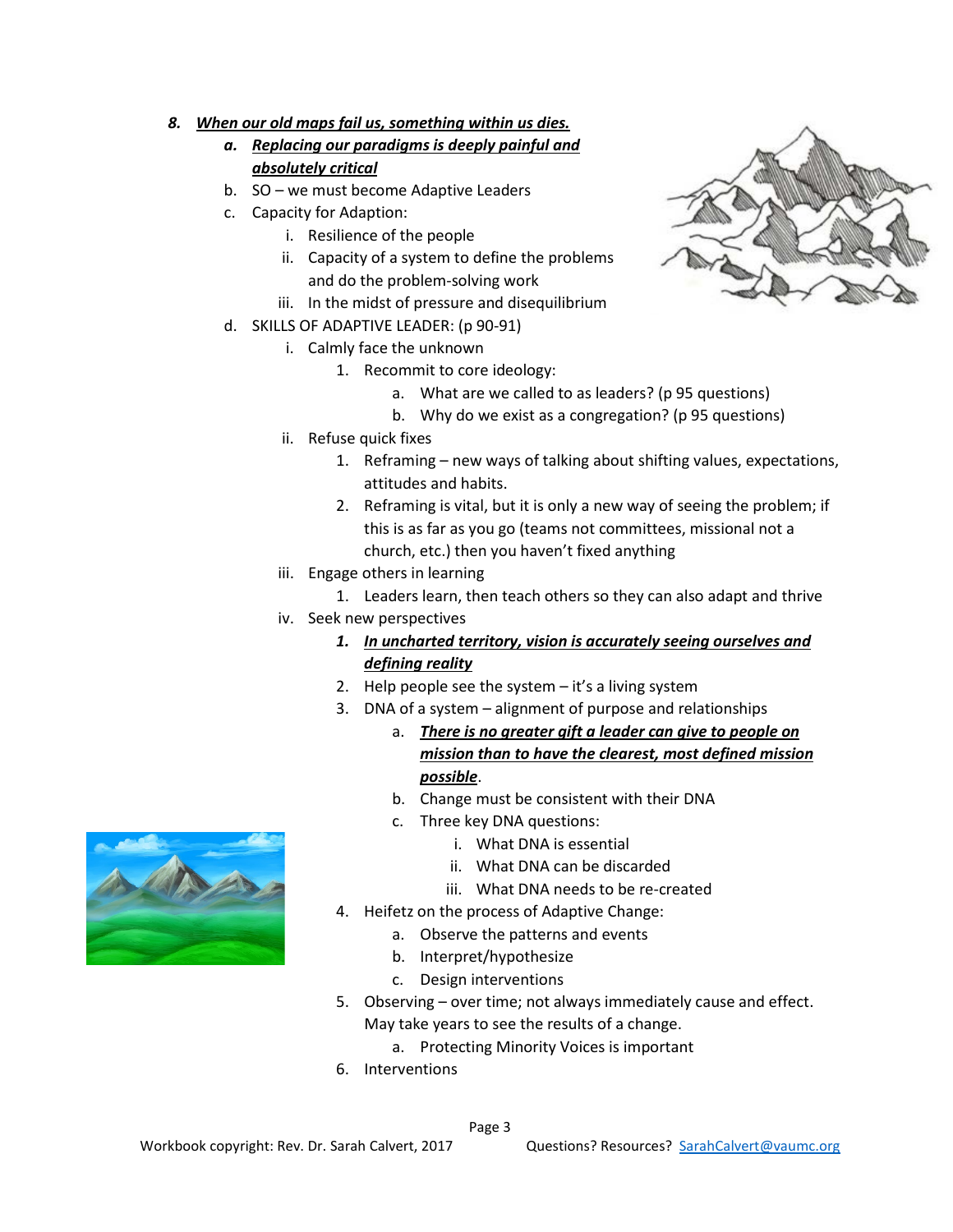8. ***When our old maps fail us, something within us dies.***
    a. ***Replacing our paradigms is deeply painful and absolutely critical***
    b. SO – we must become Adaptive Leaders
    c. Capacity for Adaption:
        i. Resilience of the people
        ii. Capacity of a system to define the problems and do the problem-solving work
        iii. In the midst of pressure and disequilibrium
    d. SKILLS OF ADAPTIVE LEADER: (p 90-91)
        i. Calmly face the unknown
            1. Recommit to core ideology:
                a. What are we called to as leaders? (p 95 questions)
                b. Why do we exist as a congregation? (p 95 questions)
        ii. Refuse quick fixes
            1. Reframing – new ways of talking about shifting values, expectations, attitudes and habits.
            2. Reframing is vital, but it is only a new way of seeing the problem; if this is as far as you go (teams not committees, missional not a church, etc.) then you haven't fixed anything
        iii. Engage others in learning
            1. Leaders learn, then teach others so they can also adapt and thrive
        iv. Seek new perspectives
            1. ***In uncharted territory, vision is accurately seeing ourselves and defining reality***
            2. Help people see the system – it's a living system
            3. DNA of a system – alignment of purpose and relationships
                a. ***There is no greater gift a leader can give to people on mission than to have the clearest, most defined mission possible***.
                b. Change must be consistent with their DNA
                c. Three key DNA questions:
                    i. What DNA is essential
                    ii. What DNA can be discarded
                    iii. What DNA needs to be re-created
            4. Heifetz on the process of Adaptive Change:
                a. Observe the patterns and events
                b. Interpret/hypothesize
                c. Design interventions
            5. Observing – over time; not always immediately cause and effect. May take years to see the results of a change.
                a. Protecting Minority Voices is important
            6. Interventions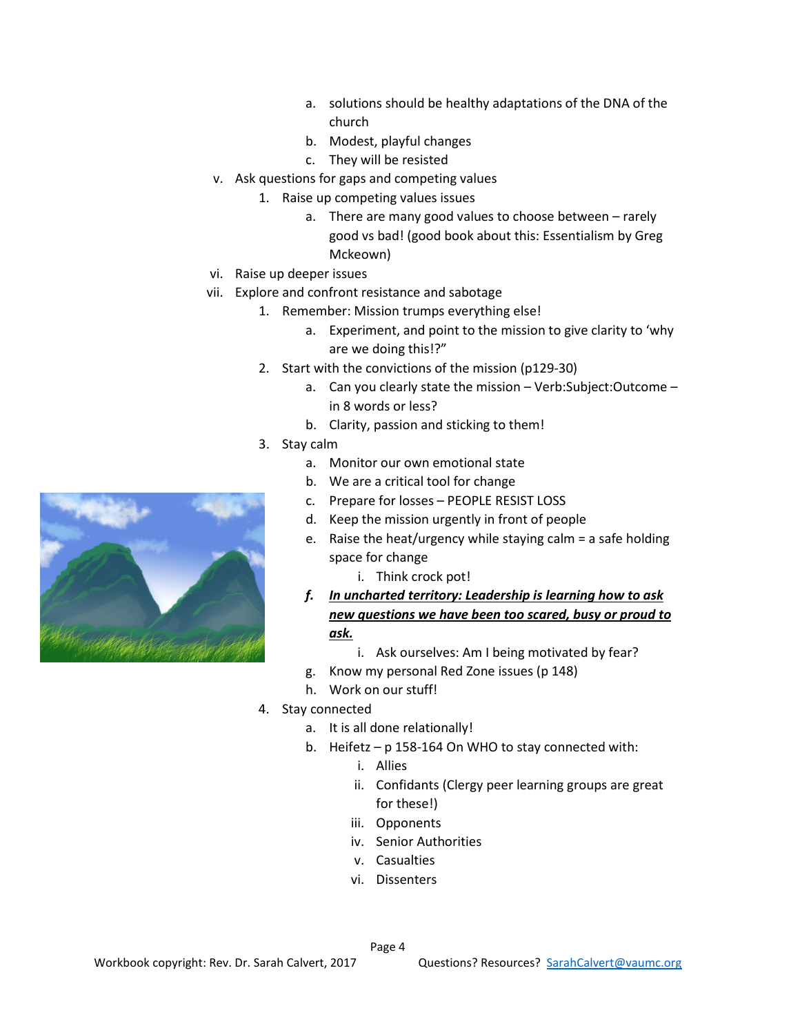a. solutions should be healthy adaptations of the DNA of the church
        b. Modest, playful changes
        c. They will be resisted

v. Ask questions for gaps and competing values
    1. Raise up competing values issues
        a. There are many good values to choose between – rarely good vs bad! (good book about this: Essentialism by Greg Mckeown)

vi. Raise up deeper issues

vii. Explore and confront resistance and sabotage
    1. Remember: Mission trumps everything else!
        a. Experiment, and point to the mission to give clarity to 'why are we doing this!?"
    2. Start with the convictions of the mission (p129-30)
        a. Can you clearly state the mission – Verb:Subject:Outcome – in 8 words or less?
        b. Clarity, passion and sticking to them!
    3. Stay calm
        a. Monitor our own emotional state
        b. We are a critical tool for change
        c. Prepare for losses – PEOPLE RESIST LOSS
        d. Keep the mission urgently in front of people
        e. Raise the heat/urgency while staying calm = a safe holding space for change
            i. Think crock pot!
        ***f.*** ***<u>In uncharted territory: Leadership is learning how to ask new questions we have been too scared, busy or proud to ask.</u>***
            i. Ask ourselves: Am I being motivated by fear?
        g. Know my personal Red Zone issues (p 148)
        h. Work on our stuff!
    4. Stay connected
        a. It is all done relationally!
        b. Heifetz – p 158-164 On WHO to stay connected with:
            i. Allies
            ii. Confidants (Clergy peer learning groups are great for these!)
            iii. Opponents
            iv. Senior Authorities
            v. Casualties
            vi. Dissenters

Workbook copyright: Rev. Dr. Sarah Calvert, 2017 Questions? Resources? SarahCalvert@vaumc.org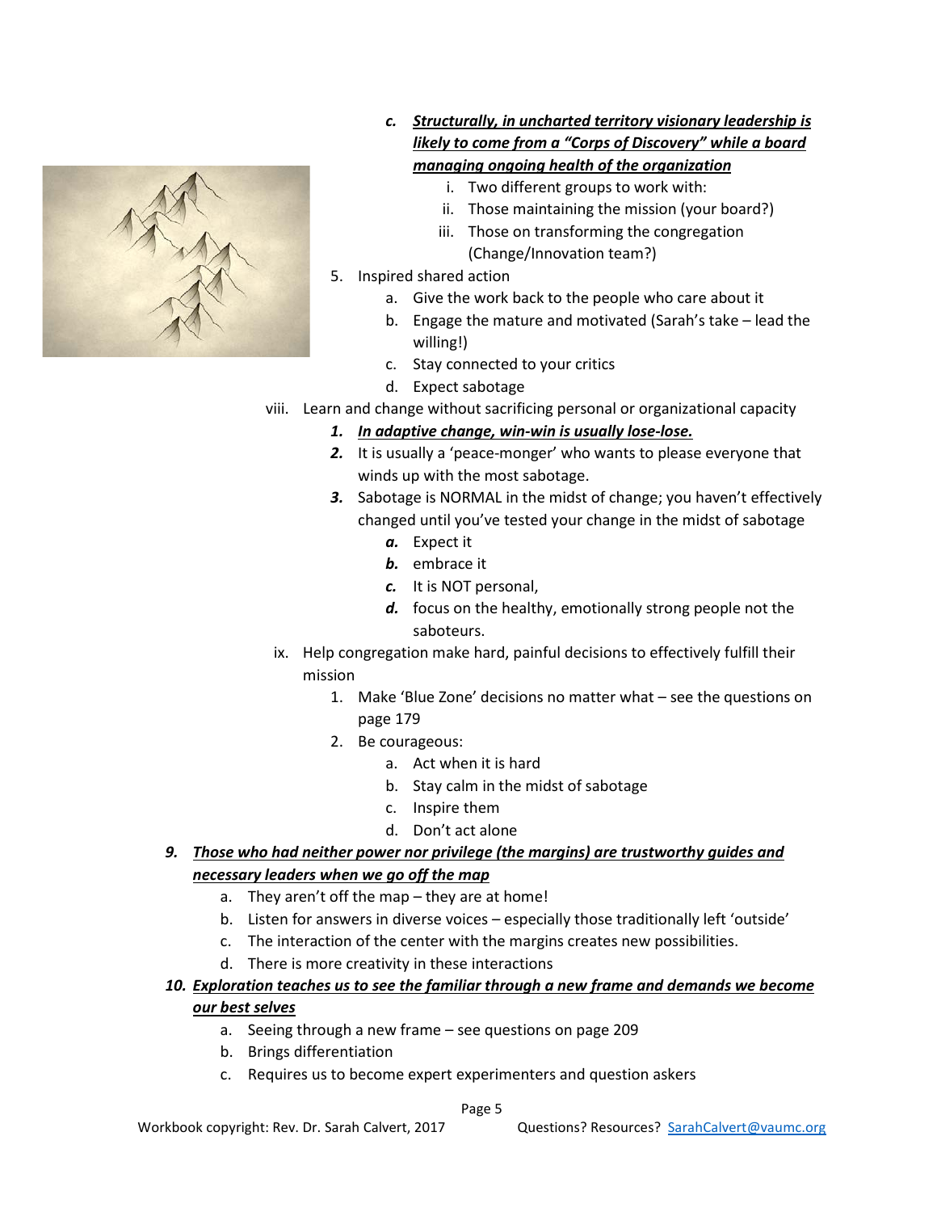- c. ***<u>Structurally, in uncharted territory visionary leadership is likely to come from a "Corps of Discovery" while a board managing ongoing health of the organization</u>***
    - i. Two different groups to work with:
    - ii. Those maintaining the mission (your board?)
    - iii. Those on transforming the congregation (Change/Innovation team?)
- 5. Inspired shared action
    - a. Give the work back to the people who care about it
    - b. Engage the mature and motivated (Sarah's take – lead the willing!)
    - c. Stay connected to your critics
    - d. Expect sabotage
- viii. Learn and change without sacrificing personal or organizational capacity
    - ***1.*** ***<u>In adaptive change, win-win is usually lose-lose.</u>***
    - ***2.*** It is usually a 'peace-monger' who wants to please everyone that winds up with the most sabotage.
    - ***3.*** Sabotage is NORMAL in the midst of change; you haven't effectively changed until you've tested your change in the midst of sabotage
        - ***a.*** Expect it
        - ***b.*** embrace it
        - ***c.*** It is NOT personal,
        - ***d.*** focus on the healthy, emotionally strong people not the saboteurs.
- ix. Help congregation make hard, painful decisions to effectively fulfill their mission
    1. Make 'Blue Zone' decisions no matter what – see the questions on page 179
    2. Be courageous:
        - a. Act when it is hard
        - b. Stay calm in the midst of sabotage
        - c. Inspire them
        - d. Don't act alone

***9.*** ***<u>Those who had neither power nor privilege (the margins) are trustworthy guides and necessary leaders when we go off the map</u>***

- a. They aren't off the map – they are at home!
- b. Listen for answers in diverse voices – especially those traditionally left 'outside'
- c. The interaction of the center with the margins creates new possibilities.
- d. There is more creativity in these interactions

***10.*** ***<u>Exploration teaches us to see the familiar through a new frame and demands we become our best selves</u>***

- a. Seeing through a new frame – see questions on page 209
- b. Brings differentiation
- c. Requires us to become expert experimenters and question askers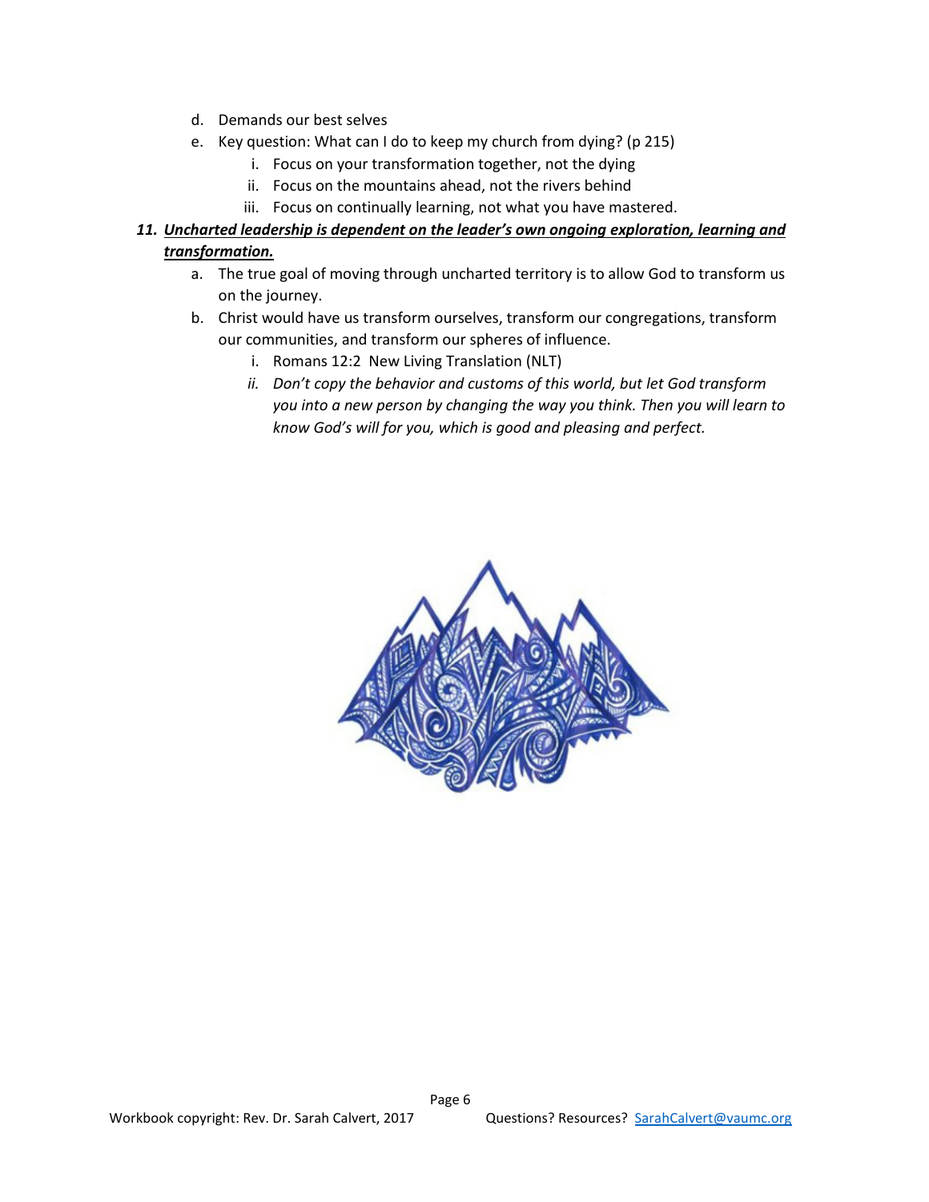d. Demands our best selves

e. Key question: What can I do to keep my church from dying? (p 215)

    i. Focus on your transformation together, not the dying

    ii. Focus on the mountains ahead, not the rivers behind

    iii. Focus on continually learning, not what you have mastered.

11. ***<u>Uncharted leadership is dependent on the leader's own ongoing exploration, learning and transformation.</u>***

    a. The true goal of moving through uncharted territory is to allow God to transform us on the journey.

    b. Christ would have us transform ourselves, transform our congregations, transform our communities, and transform our spheres of influence.

        i. Romans 12:2 New Living Translation (NLT)

        ii. *Don't copy the behavior and customs of this world, but let God transform you into a new person by changing the way you think. Then you will learn to know God's will for you, which is good and pleasing and perfect.*

Workbook copyright: Rev. Dr. Sarah Calvert, 2017    Questions? Resources? [SarahCalvert@vaumc.org](mailto:SarahCalvert@vaumc.org)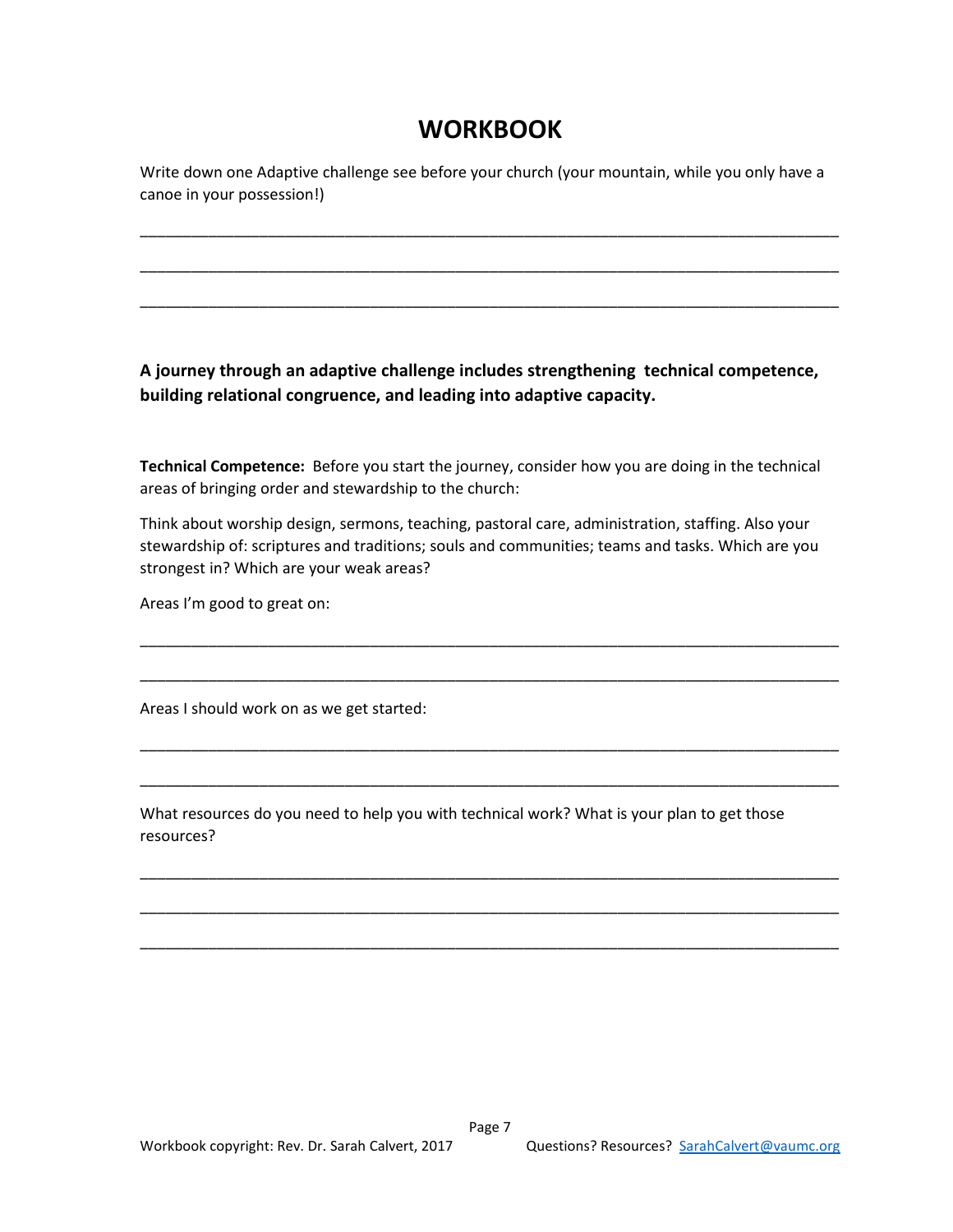# WORKBOOK

Write down one Adaptive challenge see before your church (your mountain, while you only have a canoe in your possession!)

\_\_\_\_\_\_\_\_\_\_\_\_\_\_\_\_\_\_\_\_\_\_\_\_\_\_\_\_\_\_\_\_\_\_\_\_\_\_\_\_\_\_\_\_\_\_\_\_\_\_\_\_\_\_\_\_\_\_\_\_\_\_\_\_\_\_\_\_\_\_\_\_\_\_\_\_

\_\_\_\_\_\_\_\_\_\_\_\_\_\_\_\_\_\_\_\_\_\_\_\_\_\_\_\_\_\_\_\_\_\_\_\_\_\_\_\_\_\_\_\_\_\_\_\_\_\_\_\_\_\_\_\_\_\_\_\_\_\_\_\_\_\_\_\_\_\_\_\_\_\_\_\_

\_\_\_\_\_\_\_\_\_\_\_\_\_\_\_\_\_\_\_\_\_\_\_\_\_\_\_\_\_\_\_\_\_\_\_\_\_\_\_\_\_\_\_\_\_\_\_\_\_\_\_\_\_\_\_\_\_\_\_\_\_\_\_\_\_\_\_\_\_\_\_\_\_\_\_\_

**A journey through an adaptive challenge includes strengthening technical competence, building relational congruence, and leading into adaptive capacity.**

**Technical Competence:** Before you start the journey, consider how you are doing in the technical areas of bringing order and stewardship to the church:

Think about worship design, sermons, teaching, pastoral care, administration, staffing. Also your stewardship of: scriptures and traditions; souls and communities; teams and tasks. Which are you strongest in? Which are your weak areas?

Areas I'm good to great on:

\_\_\_\_\_\_\_\_\_\_\_\_\_\_\_\_\_\_\_\_\_\_\_\_\_\_\_\_\_\_\_\_\_\_\_\_\_\_\_\_\_\_\_\_\_\_\_\_\_\_\_\_\_\_\_\_\_\_\_\_\_\_\_\_\_\_\_\_\_\_\_\_\_\_\_\_

\_\_\_\_\_\_\_\_\_\_\_\_\_\_\_\_\_\_\_\_\_\_\_\_\_\_\_\_\_\_\_\_\_\_\_\_\_\_\_\_\_\_\_\_\_\_\_\_\_\_\_\_\_\_\_\_\_\_\_\_\_\_\_\_\_\_\_\_\_\_\_\_\_\_\_\_

Areas I should work on as we get started:

\_\_\_\_\_\_\_\_\_\_\_\_\_\_\_\_\_\_\_\_\_\_\_\_\_\_\_\_\_\_\_\_\_\_\_\_\_\_\_\_\_\_\_\_\_\_\_\_\_\_\_\_\_\_\_\_\_\_\_\_\_\_\_\_\_\_\_\_\_\_\_\_\_\_\_\_

\_\_\_\_\_\_\_\_\_\_\_\_\_\_\_\_\_\_\_\_\_\_\_\_\_\_\_\_\_\_\_\_\_\_\_\_\_\_\_\_\_\_\_\_\_\_\_\_\_\_\_\_\_\_\_\_\_\_\_\_\_\_\_\_\_\_\_\_\_\_\_\_\_\_\_\_

What resources do you need to help you with technical work? What is your plan to get those resources?

\_\_\_\_\_\_\_\_\_\_\_\_\_\_\_\_\_\_\_\_\_\_\_\_\_\_\_\_\_\_\_\_\_\_\_\_\_\_\_\_\_\_\_\_\_\_\_\_\_\_\_\_\_\_\_\_\_\_\_\_\_\_\_\_\_\_\_\_\_\_\_\_\_\_\_\_

\_\_\_\_\_\_\_\_\_\_\_\_\_\_\_\_\_\_\_\_\_\_\_\_\_\_\_\_\_\_\_\_\_\_\_\_\_\_\_\_\_\_\_\_\_\_\_\_\_\_\_\_\_\_\_\_\_\_\_\_\_\_\_\_\_\_\_\_\_\_\_\_\_\_\_\_

\_\_\_\_\_\_\_\_\_\_\_\_\_\_\_\_\_\_\_\_\_\_\_\_\_\_\_\_\_\_\_\_\_\_\_\_\_\_\_\_\_\_\_\_\_\_\_\_\_\_\_\_\_\_\_\_\_\_\_\_\_\_\_\_\_\_\_\_\_\_\_\_\_\_\_\_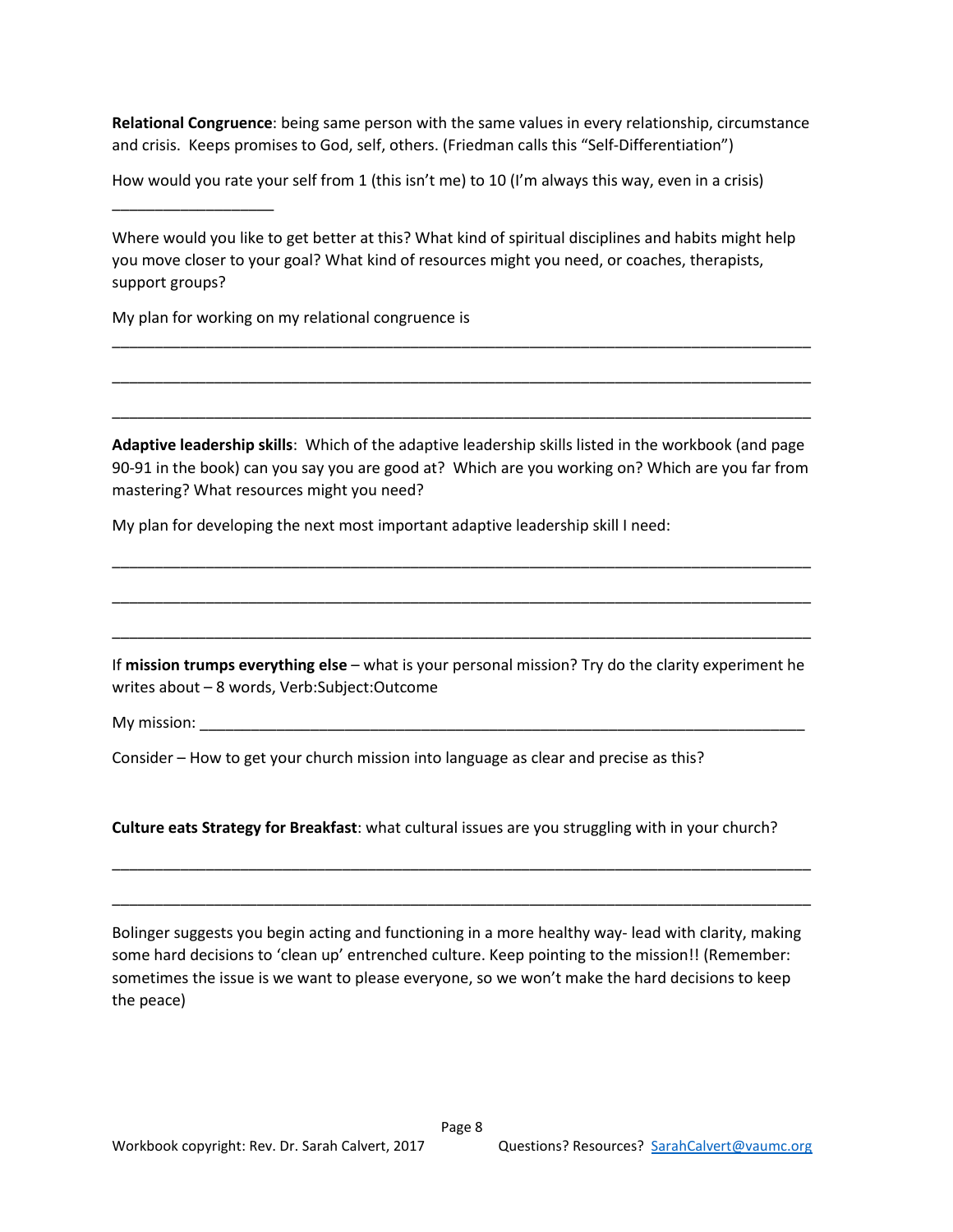**Relational Congruence**: being same person with the same values in every relationship, circumstance and crisis. Keeps promises to God, self, others. (Friedman calls this "Self-Differentiation")

How would you rate your self from 1 (this isn't me) to 10 (I'm always this way, even in a crisis)

___________________

Where would you like to get better at this? What kind of spiritual disciplines and habits might help you move closer to your goal? What kind of resources might you need, or coaches, therapists, support groups?

My plan for working on my relational congruence is

_______________________________________________________________________________

_______________________________________________________________________________

_______________________________________________________________________________

**Adaptive leadership skills**: Which of the adaptive leadership skills listed in the workbook (and page 90-91 in the book) can you say you are good at? Which are you working on? Which are you far from mastering? What resources might you need?

My plan for developing the next most important adaptive leadership skill I need:

_______________________________________________________________________________

_______________________________________________________________________________

_______________________________________________________________________________

If **mission trumps everything else** – what is your personal mission? Try do the clarity experiment he writes about – 8 words, Verb:Subject:Outcome

My mission: ______________________________________________________________________

Consider – How to get your church mission into language as clear and precise as this?

**Culture eats Strategy for Breakfast**: what cultural issues are you struggling with in your church?

_______________________________________________________________________________

_______________________________________________________________________________

Bolinger suggests you begin acting and functioning in a more healthy way- lead with clarity, making some hard decisions to 'clean up' entrenched culture. Keep pointing to the mission!! (Remember: sometimes the issue is we want to please everyone, so we won't make the hard decisions to keep the peace)

Workbook copyright: Rev. Dr. Sarah Calvert, 2017 Questions? Resources? SarahCalvert@vaumc.org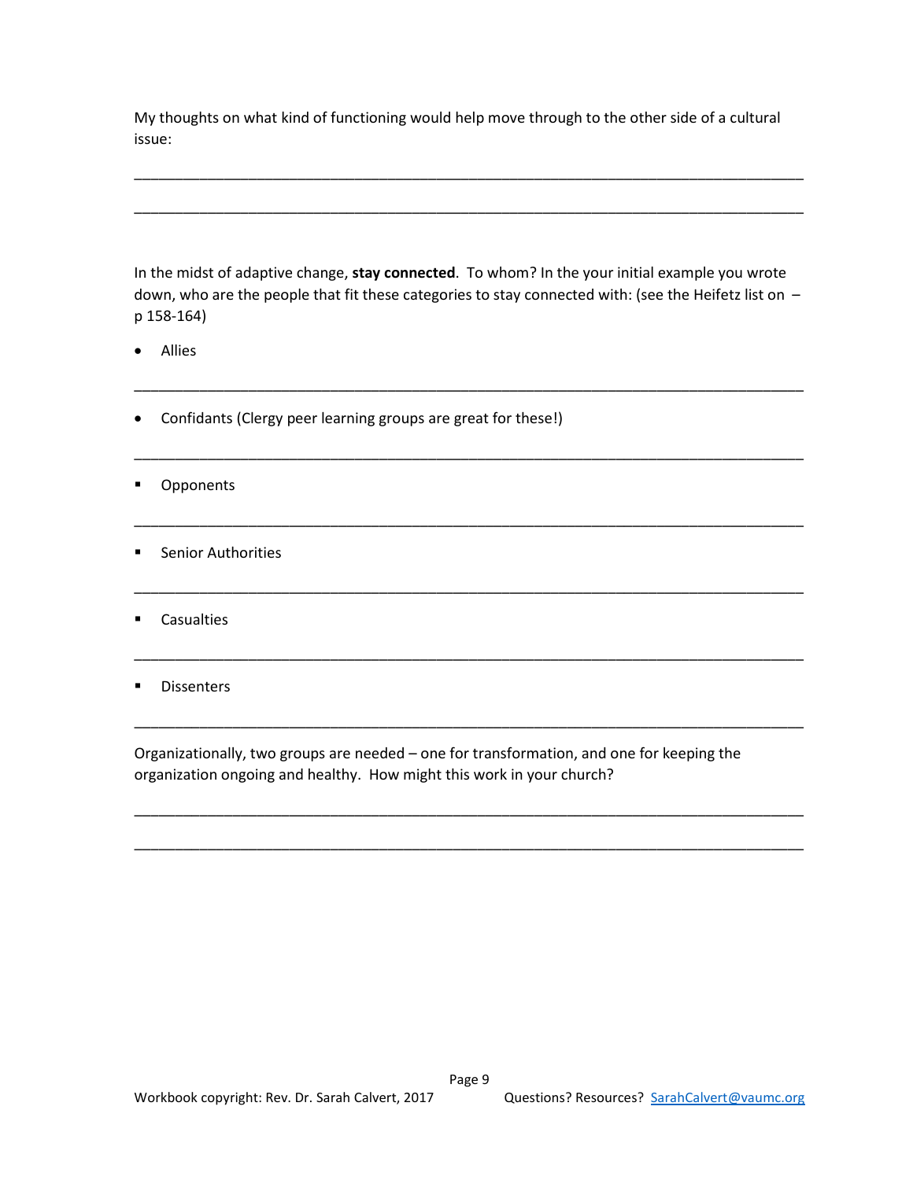My thoughts on what kind of functioning would help move through to the other side of a cultural issue:

\_\_\_\_\_\_\_\_\_\_\_\_\_\_\_\_\_\_\_\_\_\_\_\_\_\_\_\_\_\_\_\_\_\_\_\_\_\_\_\_\_\_\_\_\_\_\_\_\_\_\_\_\_\_\_\_\_\_\_\_\_\_\_\_\_\_\_\_\_\_\_\_\_\_\_\_

\_\_\_\_\_\_\_\_\_\_\_\_\_\_\_\_\_\_\_\_\_\_\_\_\_\_\_\_\_\_\_\_\_\_\_\_\_\_\_\_\_\_\_\_\_\_\_\_\_\_\_\_\_\_\_\_\_\_\_\_\_\_\_\_\_\_\_\_\_\_\_\_\_\_\_\_

In the midst of adaptive change, **stay connected**. To whom? In the your initial example you wrote down, who are the people that fit these categories to stay connected with: (see the Heifetz list on – p 158-164)

- Allies

\_\_\_\_\_\_\_\_\_\_\_\_\_\_\_\_\_\_\_\_\_\_\_\_\_\_\_\_\_\_\_\_\_\_\_\_\_\_\_\_\_\_\_\_\_\_\_\_\_\_\_\_\_\_\_\_\_\_\_\_\_\_\_\_\_\_\_\_\_\_\_\_\_\_\_\_

- Confidants (Clergy peer learning groups are great for these!)

\_\_\_\_\_\_\_\_\_\_\_\_\_\_\_\_\_\_\_\_\_\_\_\_\_\_\_\_\_\_\_\_\_\_\_\_\_\_\_\_\_\_\_\_\_\_\_\_\_\_\_\_\_\_\_\_\_\_\_\_\_\_\_\_\_\_\_\_\_\_\_\_\_\_\_\_

- Opponents

\_\_\_\_\_\_\_\_\_\_\_\_\_\_\_\_\_\_\_\_\_\_\_\_\_\_\_\_\_\_\_\_\_\_\_\_\_\_\_\_\_\_\_\_\_\_\_\_\_\_\_\_\_\_\_\_\_\_\_\_\_\_\_\_\_\_\_\_\_\_\_\_\_\_\_\_

- Senior Authorities

\_\_\_\_\_\_\_\_\_\_\_\_\_\_\_\_\_\_\_\_\_\_\_\_\_\_\_\_\_\_\_\_\_\_\_\_\_\_\_\_\_\_\_\_\_\_\_\_\_\_\_\_\_\_\_\_\_\_\_\_\_\_\_\_\_\_\_\_\_\_\_\_\_\_\_\_

- Casualties

\_\_\_\_\_\_\_\_\_\_\_\_\_\_\_\_\_\_\_\_\_\_\_\_\_\_\_\_\_\_\_\_\_\_\_\_\_\_\_\_\_\_\_\_\_\_\_\_\_\_\_\_\_\_\_\_\_\_\_\_\_\_\_\_\_\_\_\_\_\_\_\_\_\_\_\_

- Dissenters

\_\_\_\_\_\_\_\_\_\_\_\_\_\_\_\_\_\_\_\_\_\_\_\_\_\_\_\_\_\_\_\_\_\_\_\_\_\_\_\_\_\_\_\_\_\_\_\_\_\_\_\_\_\_\_\_\_\_\_\_\_\_\_\_\_\_\_\_\_\_\_\_\_\_\_\_

Organizationally, two groups are needed – one for transformation, and one for keeping the organization ongoing and healthy. How might this work in your church?

\_\_\_\_\_\_\_\_\_\_\_\_\_\_\_\_\_\_\_\_\_\_\_\_\_\_\_\_\_\_\_\_\_\_\_\_\_\_\_\_\_\_\_\_\_\_\_\_\_\_\_\_\_\_\_\_\_\_\_\_\_\_\_\_\_\_\_\_\_\_\_\_\_\_\_\_

\_\_\_\_\_\_\_\_\_\_\_\_\_\_\_\_\_\_\_\_\_\_\_\_\_\_\_\_\_\_\_\_\_\_\_\_\_\_\_\_\_\_\_\_\_\_\_\_\_\_\_\_\_\_\_\_\_\_\_\_\_\_\_\_\_\_\_\_\_\_\_\_\_\_\_\_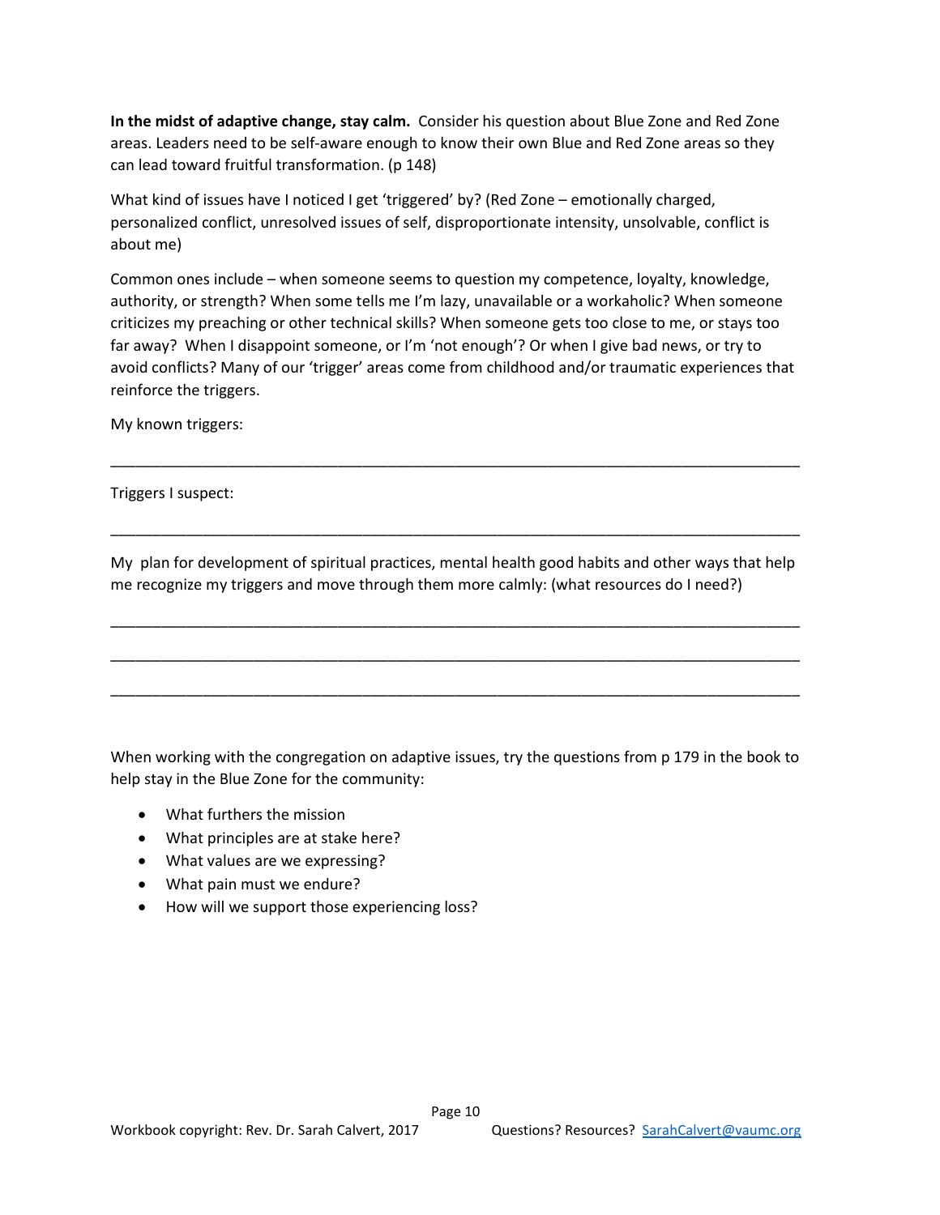**In the midst of adaptive change, stay calm.** Consider his question about Blue Zone and Red Zone areas. Leaders need to be self-aware enough to know their own Blue and Red Zone areas so they can lead toward fruitful transformation. (p 148)

What kind of issues have I noticed I get 'triggered' by? (Red Zone – emotionally charged, personalized conflict, unresolved issues of self, disproportionate intensity, unsolvable, conflict is about me)

Common ones include – when someone seems to question my competence, loyalty, knowledge, authority, or strength? When some tells me I'm lazy, unavailable or a workaholic? When someone criticizes my preaching or other technical skills? When someone gets too close to me, or stays too far away? When I disappoint someone, or I'm 'not enough'? Or when I give bad news, or try to avoid conflicts? Many of our 'trigger' areas come from childhood and/or traumatic experiences that reinforce the triggers.

My known triggers:

___________________________________________________________________________

Triggers I suspect:

___________________________________________________________________________

My plan for development of spiritual practices, mental health good habits and other ways that help me recognize my triggers and move through them more calmly: (what resources do I need?)

___________________________________________________________________________

___________________________________________________________________________

___________________________________________________________________________

When working with the congregation on adaptive issues, try the questions from p 179 in the book to help stay in the Blue Zone for the community:

- What furthers the mission
- What principles are at stake here?
- What values are we expressing?
- What pain must we endure?
- How will we support those experiencing loss?

Workbook copyright: Rev. Dr. Sarah Calvert, 2017 Questions? Resources? SarahCalvert@vaumc.org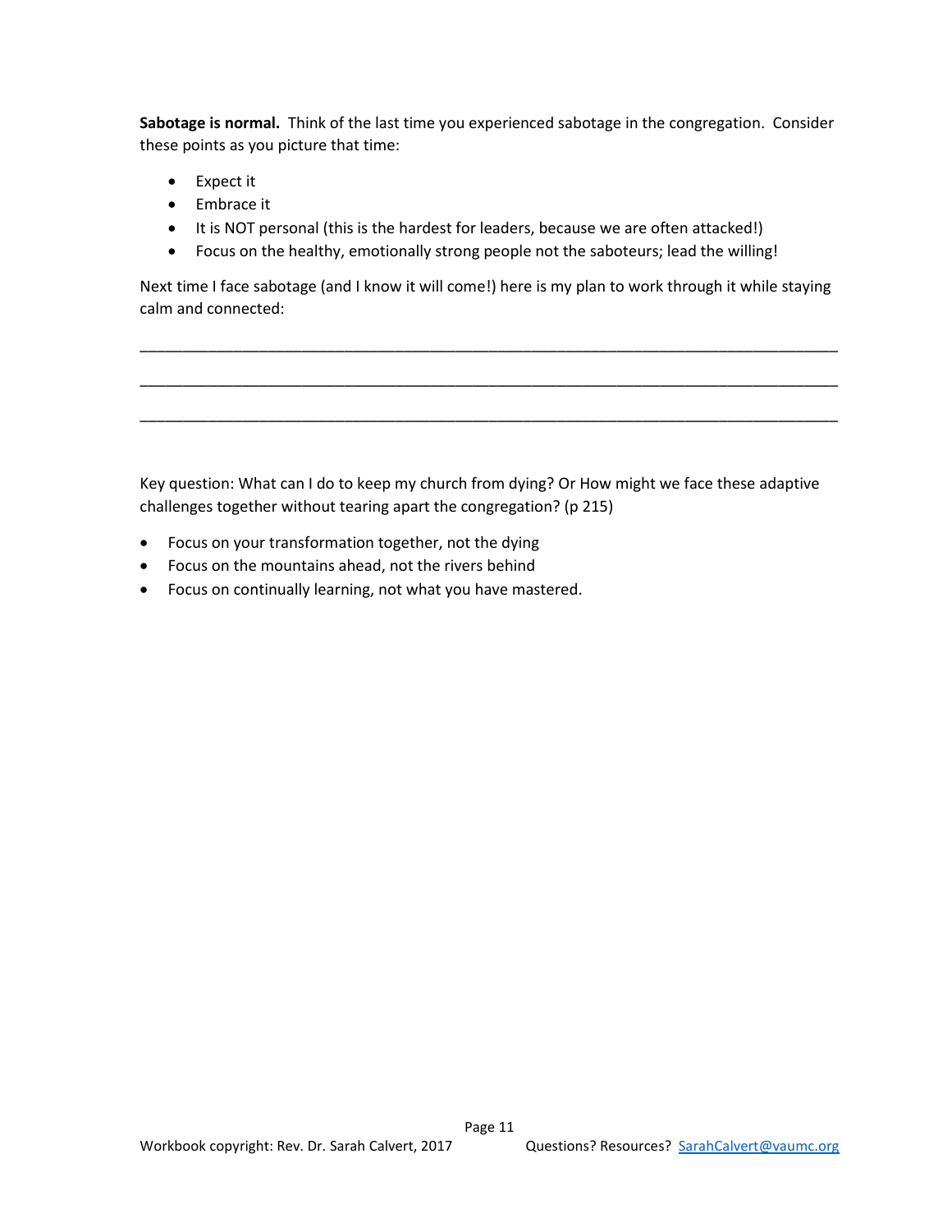**Sabotage is normal.** Think of the last time you experienced sabotage in the congregation. Consider these points as you picture that time:

- Expect it
- Embrace it
- It is NOT personal (this is the hardest for leaders, because we are often attacked!)
- Focus on the healthy, emotionally strong people not the saboteurs; lead the willing!

Next time I face sabotage (and I know it will come!) here is my plan to work through it while staying calm and connected:

_______________________________________________________________________________

_______________________________________________________________________________

_______________________________________________________________________________

Key question: What can I do to keep my church from dying? Or How might we face these adaptive challenges together without tearing apart the congregation? (p 215)

- Focus on your transformation together, not the dying
- Focus on the mountains ahead, not the rivers behind
- Focus on continually learning, not what you have mastered.

Workbook copyright: Rev. Dr. Sarah Calvert, 2017 Questions? Resources? [SarahCalvert@vaumc.org](mailto:SarahCalvert@vaumc.org)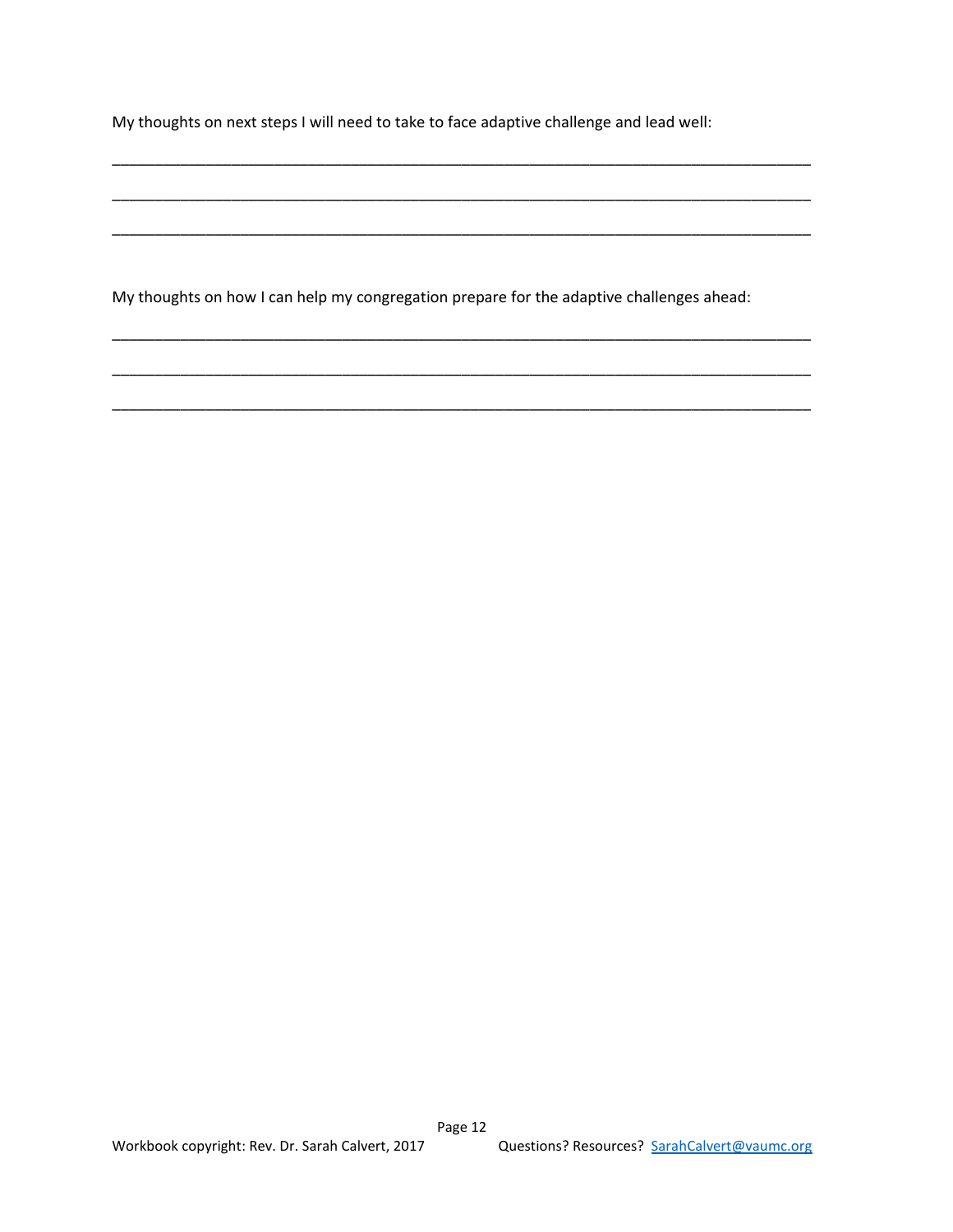My thoughts on next steps I will need to take to face adaptive challenge and lead well:

________________________________________________________________________________

________________________________________________________________________________

________________________________________________________________________________

My thoughts on how I can help my congregation prepare for the adaptive challenges ahead:

________________________________________________________________________________

________________________________________________________________________________

________________________________________________________________________________